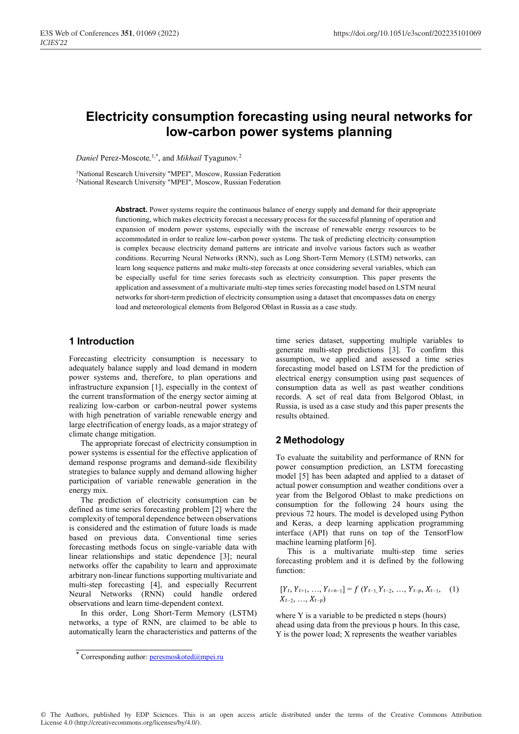# Electricity consumption forecasting using neural networks for low-carbon power systems planning

*Daniel* Perez-Moscote,[1,*], and *Mikhail* Tyagunov.[2]

[1]National Research University "MPEI", Moscow, Russian Federation
[2]National Research University "MPEI", Moscow, Russian Federation

**Abstract.** Power systems require the continuous balance of energy supply and demand for their appropriate functioning, which makes electricity forecast a necessary process for the successful planning of operation and expansion of modern power systems, especially with the increase of renewable energy resources to be accommodated in order to realize low-carbon power systems. The task of predicting electricity consumption is complex because electricity demand patterns are intricate and involve various factors such as weather conditions. Recurring Neural Networks (RNN), such as Long Short-Term Memory (LSTM) networks, can learn long sequence patterns and make multi-step forecasts at once considering several variables, which can be especially useful for time series forecasts such as electricity consumption. This paper presents the application and assessment of a multivariate multi-step times series forecasting model based on LSTM neural networks for short-term prediction of electricity consumption using a dataset that encompasses data on energy load and meteorological elements from Belgorod Oblast in Russia as a case study.

## 1 Introduction

Forecasting electricity consumption is necessary to adequately balance supply and load demand in modern power systems and, therefore, to plan operations and infrastructure expansion [1], especially in the context of the current transformation of the energy sector aiming at realizing low-carbon or carbon-neutral power systems with high penetration of variable renewable energy and large electrification of energy loads, as a major strategy of climate change mitigation.

The appropriate forecast of electricity consumption in power systems is essential for the effective application of demand response programs and demand-side flexibility strategies to balance supply and demand allowing higher participation of variable renewable generation in the energy mix.

The prediction of electricity consumption can be defined as time series forecasting problem [2] where the complexity of temporal dependence between observations is considered and the estimation of future loads is made based on previous data. Conventional time series forecasting methods focus on single-variable data with linear relationships and static dependence [3]; neural networks offer the capability to learn and approximate arbitrary non-linear functions supporting multivariate and multi-step forecasting [4], and especially Recurrent Neural Networks (RNN) could handle ordered observations and learn time-dependent context.

In this order, Long Short-Term Memory (LSTM) networks, a type of RNN, are claimed to be able to automatically learn the characteristics and patterns of the time series dataset, supporting multiple variables to generate multi-step predictions [3]. To confirm this assumption, we applied and assessed a time series forecasting model based on LSTM for the prediction of electrical energy consumption using past sequences of consumption data as well as past weather conditions records. A set of real data from Belgorod Oblast, in Russia, is used as a case study and this paper presents the results obtained.

## 2 Methodology

To evaluate the suitability and performance of RNN for power consumption prediction, an LSTM forecasting model [5] has been adapted and applied to a dataset of actual power consumption and weather conditions over a year from the Belgorod Oblast to make predictions on consumption for the following 24 hours using the previous 72 hours. The model is developed using Python and Keras, a deep learning application programming interface (API) that runs on top of the TensorFlow machine learning platform [6].

This is a multivariate multi-step time series forecasting problem and it is defined by the following function:

$$[Y_t, Y_{t+1}, \ldots, Y_{t+n-1}] = f\,(Y_{t-1}, Y_{t-2}, \ldots, Y_{t-p}, X_{t-1}, X_{t-2}, \ldots, X_{t-p}) \quad (1)$$

where Y is a variable to be predicted n steps (hours) ahead using data from the previous p hours. In this case, Y is the power load; X represents the weather variables

* Corresponding author: peresmoskoted@mpei.ru

© The Authors, published by EDP Sciences. This is an open access article distributed under the terms of the Creative Commons Attribution License 4.0 (http://creativecommons.org/licenses/by/4.0/).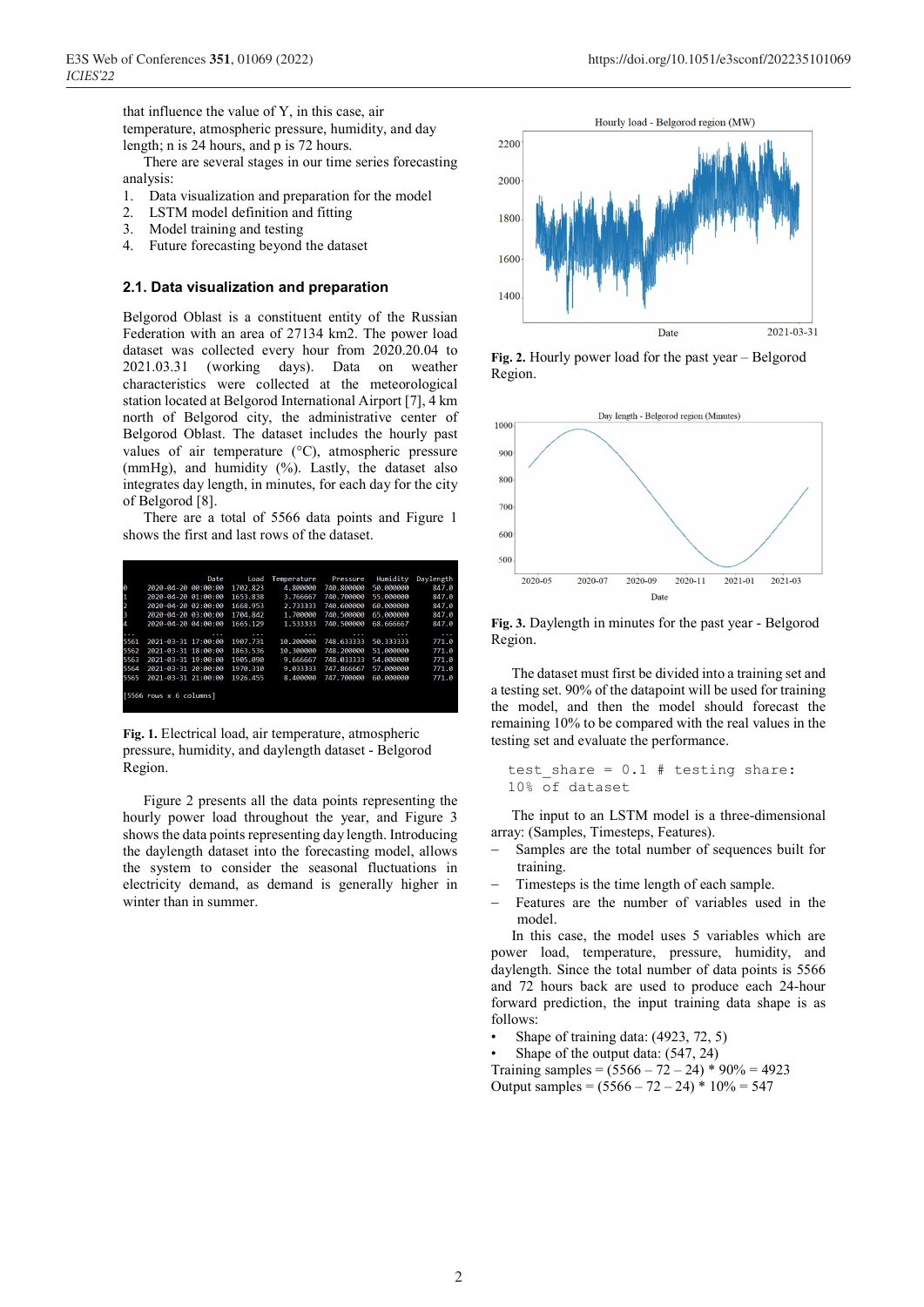that influence the value of Y, in this case, air temperature, atmospheric pressure, humidity, and day length; n is 24 hours, and p is 72 hours.

There are several stages in our time series forecasting analysis:

1. Data visualization and preparation for the model
2. LSTM model definition and fitting
3. Model training and testing
4. Future forecasting beyond the dataset

### 2.1. Data visualization and preparation

Belgorod Oblast is a constituent entity of the Russian Federation with an area of 27134 km2. The power load dataset was collected every hour from 2020.20.04 to 2021.03.31 (working days). Data on weather characteristics were collected at the meteorological station located at Belgorod International Airport [7], 4 km north of Belgorod city, the administrative center of Belgorod Oblast. The dataset includes the hourly past values of air temperature (°C), atmospheric pressure (mmHg), and humidity (%). Lastly, the dataset also integrates day length, in minutes, for each day for the city of Belgorod [8].

There are a total of 5566 data points and Figure 1 shows the first and last rows of the dataset.

```
                    Date      Load  Temperature    Pressure   Humidity  Daylength
0    2020-04-20 00:00:00  1702.823     4.800000  740.800000  50.000000      847.0
1    2020-04-20 01:00:00  1653.838     3.766667  740.700000  55.000000      847.0
2    2020-04-20 02:00:00  1668.953     2.733333  740.600000  60.000000      847.0
3    2020-04-20 03:00:00  1704.842     1.700000  740.500000  65.000000      847.0
4    2020-04-20 04:00:00  1665.129     1.533333  740.500000  68.666667      847.0
...                  ...       ...          ...         ...        ...        ...
5561 2021-03-31 17:00:00  1907.731    10.200000  748.633333  50.333333      771.0
5562 2021-03-31 18:00:00  1863.536    10.300000  748.200000  51.000000      771.0
5563 2021-03-31 19:00:00  1905.090     9.666667  748.033333  54.000000      771.0
5564 2021-03-31 20:00:00  1970.310     9.033333  747.866667  57.000000      771.0
5565 2021-03-31 21:00:00  1926.455     8.400000  747.700000  60.000000      771.0

[5566 rows x 6 columns]
```

**Fig. 1.** Electrical load, air temperature, atmospheric pressure, humidity, and daylength dataset - Belgorod Region.

Figure 2 presents all the data points representing the hourly power load throughout the year, and Figure 3 shows the data points representing day length. Introducing the daylength dataset into the forecasting model, allows the system to consider the seasonal fluctuations in electricity demand, as demand is generally higher in winter than in summer.

**Fig. 2.** Hourly power load for the past year – Belgorod Region.

**Fig. 3.** Daylength in minutes for the past year - Belgorod Region.

The dataset must first be divided into a training set and a testing set. 90% of the datapoint will be used for training the model, and then the model should forecast the remaining 10% to be compared with the real values in the testing set and evaluate the performance.

```
test_share = 0.1 # testing share:
10% of dataset
```

The input to an LSTM model is a three-dimensional array: (Samples, Timesteps, Features).

- Samples are the total number of sequences built for training.
- Timesteps is the time length of each sample.
- Features are the number of variables used in the model.

In this case, the model uses 5 variables which are power load, temperature, pressure, humidity, and daylength. Since the total number of data points is 5566 and 72 hours back are used to produce each 24-hour forward prediction, the input training data shape is as follows:

- Shape of training data: (4923, 72, 5)
- Shape of the output data: (547, 24)

Training samples = (5566 – 72 – 24) * 90% = 4923
Output samples = (5566 – 72 – 24) * 10% = 547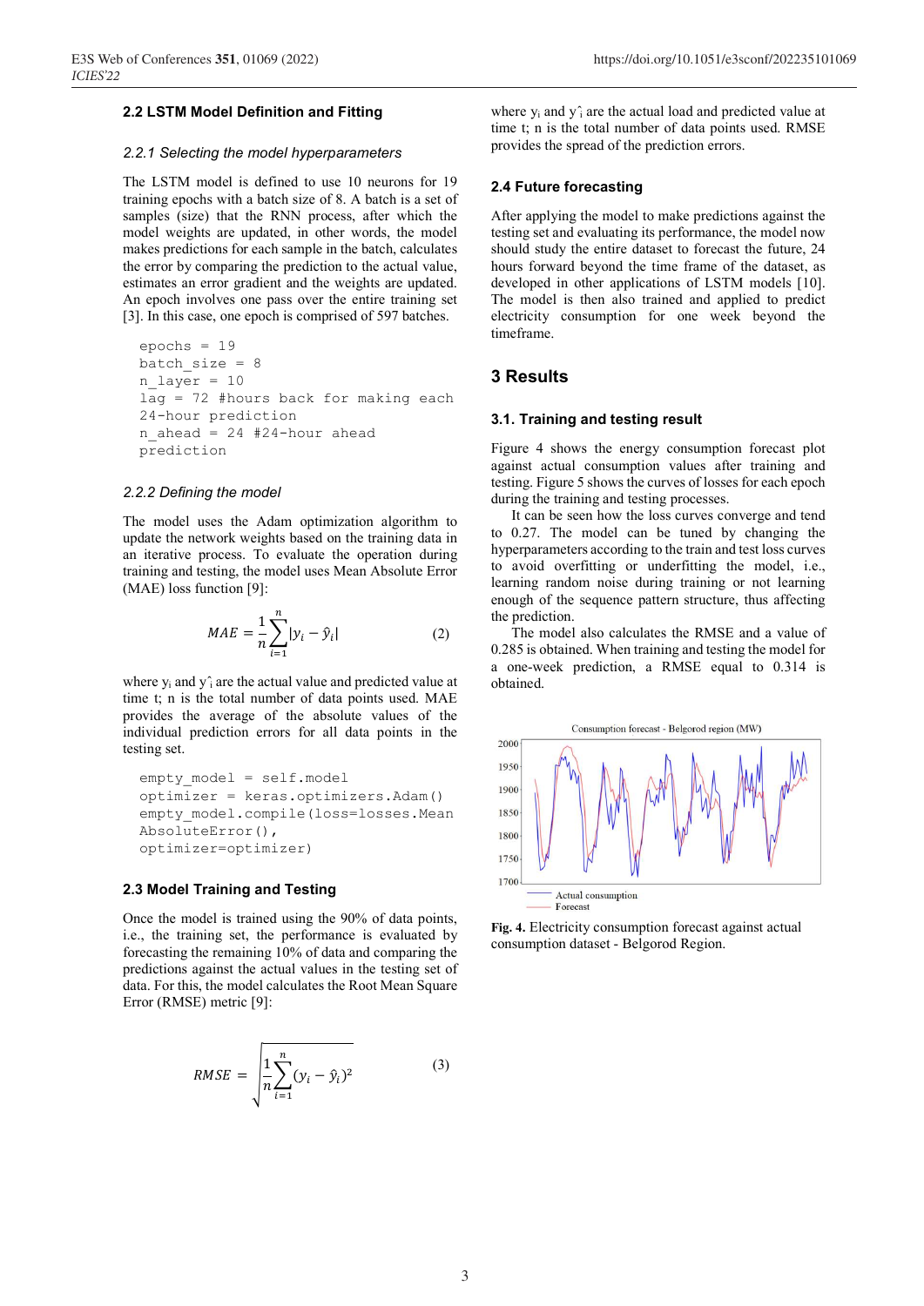### 2.2 LSTM Model Definition and Fitting

#### *2.2.1 Selecting the model hyperparameters*

The LSTM model is defined to use 10 neurons for 19 training epochs with a batch size of 8. A batch is a set of samples (size) that the RNN process, after which the model weights are updated, in other words, the model makes predictions for each sample in the batch, calculates the error by comparing the prediction to the actual value, estimates an error gradient and the weights are updated. An epoch involves one pass over the entire training set [3]. In this case, one epoch is comprised of 597 batches.

```
epochs = 19
batch_size = 8
n_layer = 10
lag = 72 #hours back for making each
24-hour prediction
n_ahead = 24 #24-hour ahead
prediction
```

#### *2.2.2 Defining the model*

The model uses the Adam optimization algorithm to update the network weights based on the training data in an iterative process. To evaluate the operation during training and testing, the model uses Mean Absolute Error (MAE) loss function [9]:

$$MAE = \frac{1}{n}\sum_{i=1}^{n}|y_i - \hat{y}_i| \quad (2)$$

where $y_i$ and $\hat{y}_i$ are the actual value and predicted value at time t; n is the total number of data points used. MAE provides the average of the absolute values of the individual prediction errors for all data points in the testing set.

```
empty_model = self.model
optimizer = keras.optimizers.Adam()
empty_model.compile(loss=losses.Mean
AbsoluteError(),
optimizer=optimizer)
```

### 2.3 Model Training and Testing

Once the model is trained using the 90% of data points, i.e., the training set, the performance is evaluated by forecasting the remaining 10% of data and comparing the predictions against the actual values in the testing set of data. For this, the model calculates the Root Mean Square Error (RMSE) metric [9]:

$$RMSE = \sqrt{\frac{1}{n}\sum_{i=1}^{n}(y_i - \hat{y}_i)^2} \quad (3)$$

where $y_i$ and $\hat{y}_i$ are the actual load and predicted value at time t; n is the total number of data points used. RMSE provides the spread of the prediction errors.

### 2.4 Future forecasting

After applying the model to make predictions against the testing set and evaluating its performance, the model now should study the entire dataset to forecast the future, 24 hours forward beyond the time frame of the dataset, as developed in other applications of LSTM models [10]. The model is then also trained and applied to predict electricity consumption for one week beyond the timeframe.

## 3 Results

### 3.1. Training and testing result

Figure 4 shows the energy consumption forecast plot against actual consumption values after training and testing. Figure 5 shows the curves of losses for each epoch during the training and testing processes.

It can be seen how the loss curves converge and tend to 0.27. The model can be tuned by changing the hyperparameters according to the train and test loss curves to avoid overfitting or underfitting the model, i.e., learning random noise during training or not learning enough of the sequence pattern structure, thus affecting the prediction.

The model also calculates the RMSE and a value of 0.285 is obtained. When training and testing the model for a one-week prediction, a RMSE equal to 0.314 is obtained.

**Fig. 4.** Electricity consumption forecast against actual consumption dataset - Belgorod Region.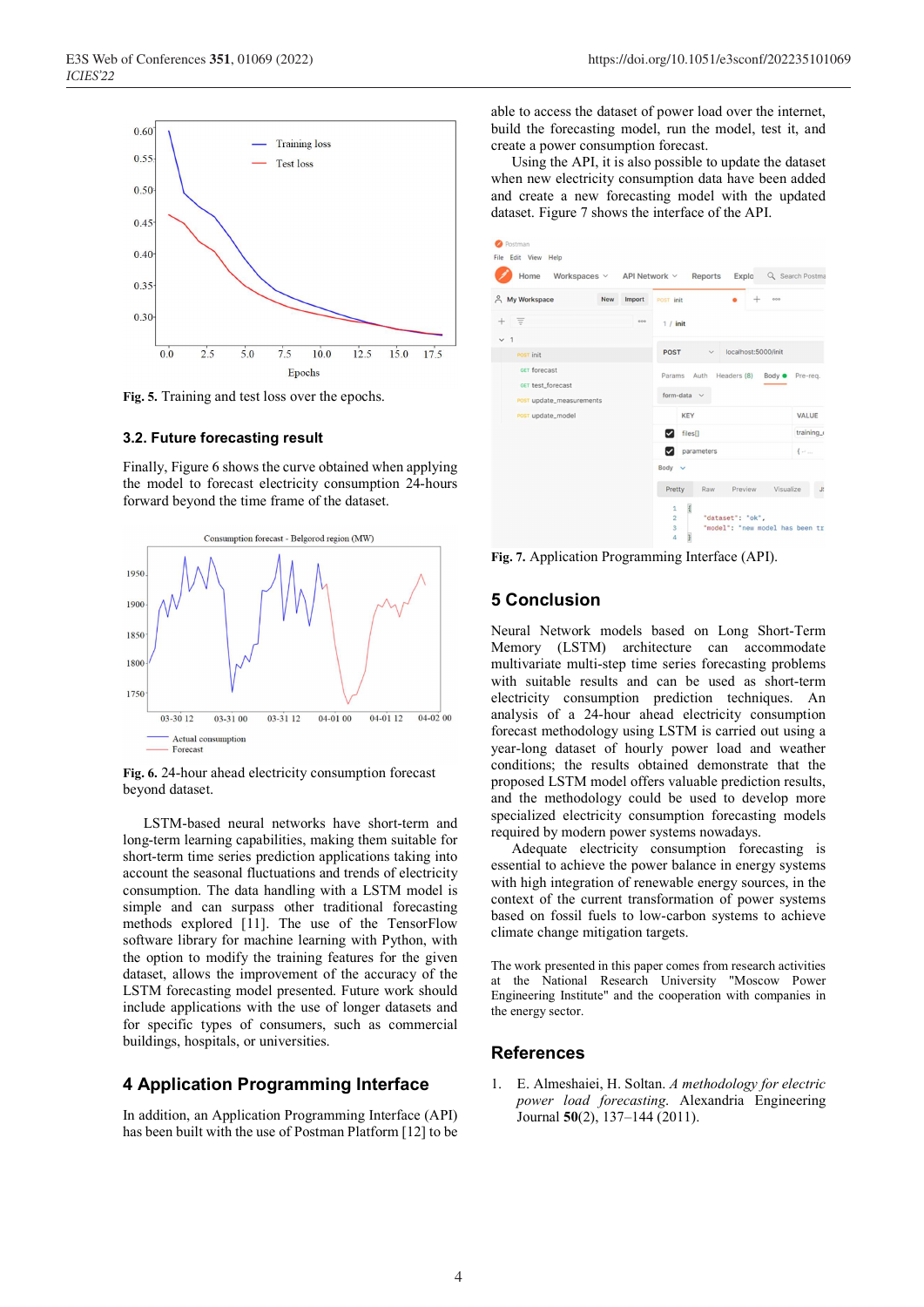Fig. 5. Training and test loss over the epochs.

### 3.2. Future forecasting result

Finally, Figure 6 shows the curve obtained when applying the model to forecast electricity consumption 24-hours forward beyond the time frame of the dataset.

Fig. 6. 24-hour ahead electricity consumption forecast beyond dataset.

LSTM-based neural networks have short-term and long-term learning capabilities, making them suitable for short-term time series prediction applications taking into account the seasonal fluctuations and trends of electricity consumption. The data handling with a LSTM model is simple and can surpass other traditional forecasting methods explored [11]. The use of the TensorFlow software library for machine learning with Python, with the option to modify the training features for the given dataset, allows the improvement of the accuracy of the LSTM forecasting model presented. Future work should include applications with the use of longer datasets and for specific types of consumers, such as commercial buildings, hospitals, or universities.

## 4 Application Programming Interface

In addition, an Application Programming Interface (API) has been built with the use of Postman Platform [12] to be able to access the dataset of power load over the internet, build the forecasting model, run the model, test it, and create a power consumption forecast.

Using the API, it is also possible to update the dataset when new electricity consumption data have been added and create a new forecasting model with the updated dataset. Figure 7 shows the interface of the API.

Fig. 7. Application Programming Interface (API).

## 5 Conclusion

Neural Network models based on Long Short-Term Memory (LSTM) architecture can accommodate multivariate multi-step time series forecasting problems with suitable results and can be used as short-term electricity consumption prediction techniques. An analysis of a 24-hour ahead electricity consumption forecast methodology using LSTM is carried out using a year-long dataset of hourly power load and weather conditions; the results obtained demonstrate that the proposed LSTM model offers valuable prediction results, and the methodology could be used to develop more specialized electricity consumption forecasting models required by modern power systems nowadays.

Adequate electricity consumption forecasting is essential to achieve the power balance in energy systems with high integration of renewable energy sources, in the context of the current transformation of power systems based on fossil fuels to low-carbon systems to achieve climate change mitigation targets.

The work presented in this paper comes from research activities at the National Research University "Moscow Power Engineering Institute" and the cooperation with companies in the energy sector.

## References

1. E. Almeshaiei, H. Soltan. *A methodology for electric power load forecasting*. Alexandria Engineering Journal **50**(2), 137–144 (2011).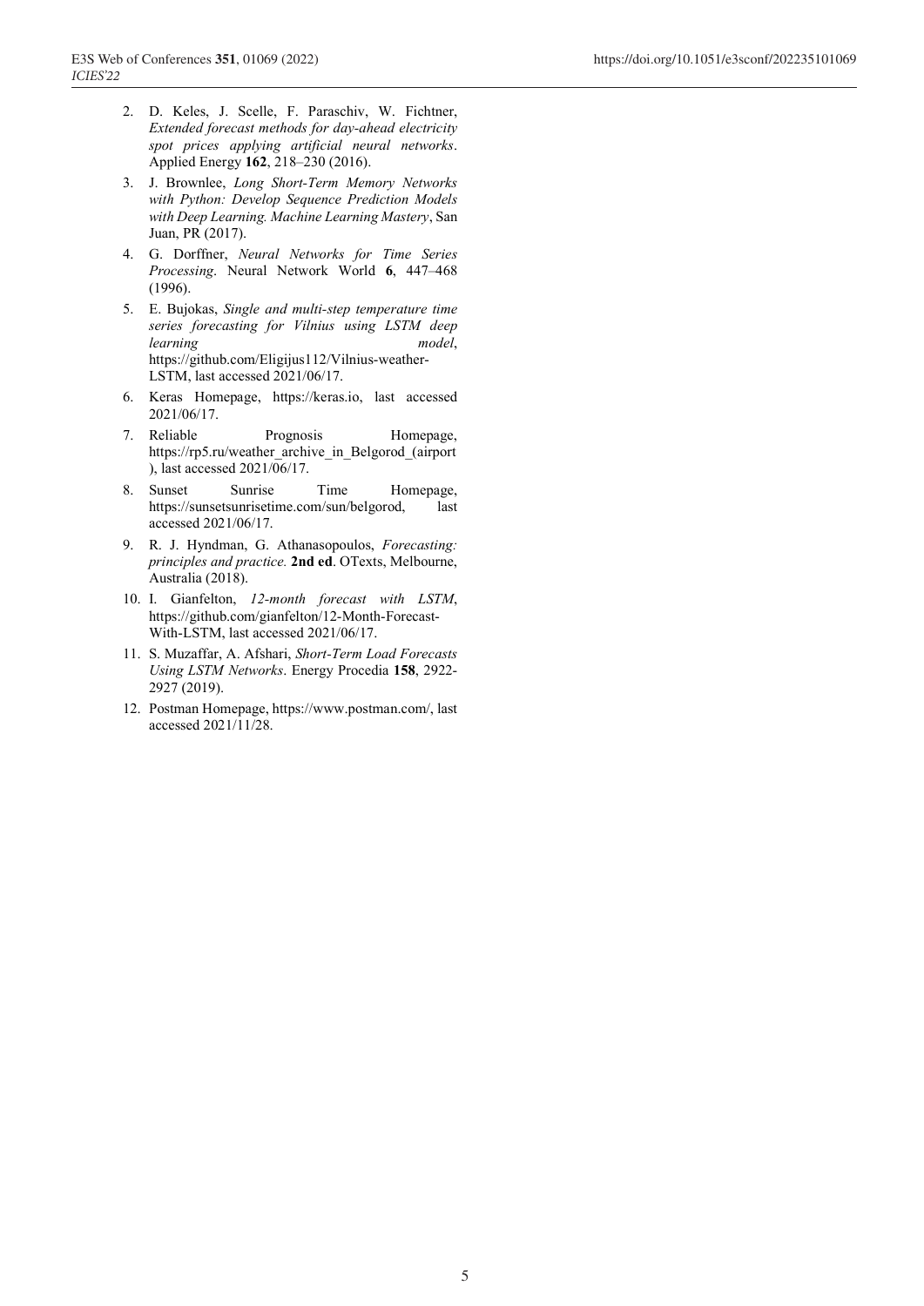2. D. Keles, J. Scelle, F. Paraschiv, W. Fichtner, *Extended forecast methods for day-ahead electricity spot prices applying artificial neural networks*. Applied Energy **162**, 218–230 (2016).
3. J. Brownlee, *Long Short-Term Memory Networks with Python: Develop Sequence Prediction Models with Deep Learning. Machine Learning Mastery*, San Juan, PR (2017).
4. G. Dorffner, *Neural Networks for Time Series Processing*. Neural Network World **6**, 447–468 (1996).
5. E. Bujokas, *Single and multi-step temperature time series forecasting for Vilnius using LSTM deep learning model*, https://github.com/Eligijus112/Vilnius-weather-LSTM, last accessed 2021/06/17.
6. Keras Homepage, https://keras.io, last accessed 2021/06/17.
7. Reliable Prognosis Homepage, https://rp5.ru/weather_archive_in_Belgorod_(airport), last accessed 2021/06/17.
8. Sunset Sunrise Time Homepage, https://sunsetsunrisetime.com/sun/belgorod, last accessed 2021/06/17.
9. R. J. Hyndman, G. Athanasopoulos, *Forecasting: principles and practice.* **2nd ed**. OTexts, Melbourne, Australia (2018).
10. I. Gianfelton, *12-month forecast with LSTM*, https://github.com/gianfelton/12-Month-Forecast-With-LSTM, last accessed 2021/06/17.
11. S. Muzaffar, A. Afshari, *Short-Term Load Forecasts Using LSTM Networks*. Energy Procedia **158**, 2922-2927 (2019).
12. Postman Homepage, https://www.postman.com/, last accessed 2021/11/28.